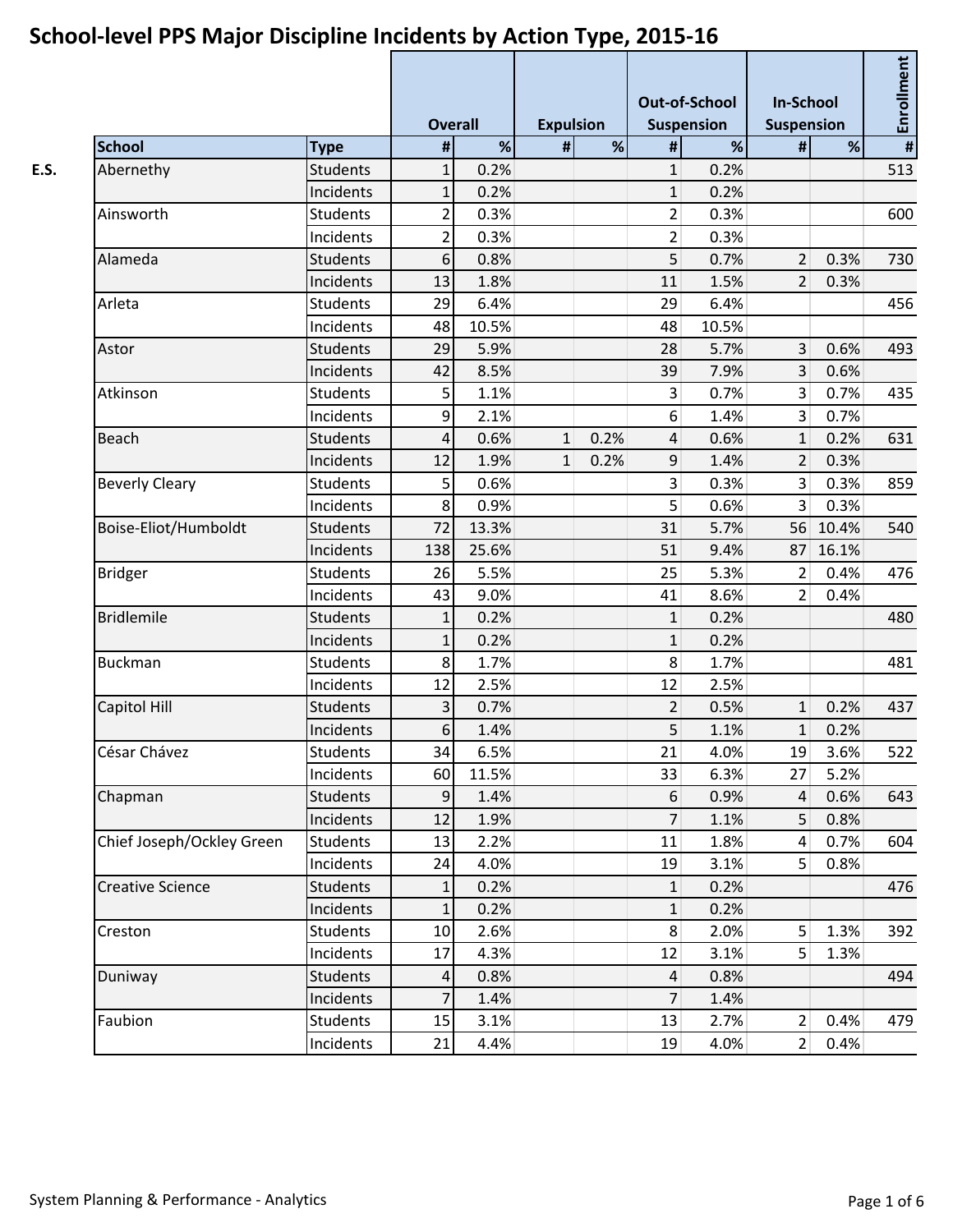# School-level PPS Major Discipline Incidents by Action Type, 2015-16

| | School | Type | Overall | | Expulsion | | Out-of-School Suspension | | In-School Suspension | | Enrollment |
|---|---|---|---|---|---|---|---|---|---|---|---|
| | | | # | % | # | % | # | % | # | % | # |
| E.S. | Abernethy | Students | 1 | 0.2% | | | 1 | 0.2% | | | 513 |
| | | Incidents | 1 | 0.2% | | | 1 | 0.2% | | | |
| | Ainsworth | Students | 2 | 0.3% | | | 2 | 0.3% | | | 600 |
| | | Incidents | 2 | 0.3% | | | 2 | 0.3% | | | |
| | Alameda | Students | 6 | 0.8% | | | 5 | 0.7% | 2 | 0.3% | 730 |
| | | Incidents | 13 | 1.8% | | | 11 | 1.5% | 2 | 0.3% | |
| | Arleta | Students | 29 | 6.4% | | | 29 | 6.4% | | | 456 |
| | | Incidents | 48 | 10.5% | | | 48 | 10.5% | | | |
| | Astor | Students | 29 | 5.9% | | | 28 | 5.7% | 3 | 0.6% | 493 |
| | | Incidents | 42 | 8.5% | | | 39 | 7.9% | 3 | 0.6% | |
| | Atkinson | Students | 5 | 1.1% | | | 3 | 0.7% | 3 | 0.7% | 435 |
| | | Incidents | 9 | 2.1% | | | 6 | 1.4% | 3 | 0.7% | |
| | Beach | Students | 4 | 0.6% | 1 | 0.2% | 4 | 0.6% | 1 | 0.2% | 631 |
| | | Incidents | 12 | 1.9% | 1 | 0.2% | 9 | 1.4% | 2 | 0.3% | |
| | Beverly Cleary | Students | 5 | 0.6% | | | 3 | 0.3% | 3 | 0.3% | 859 |
| | | Incidents | 8 | 0.9% | | | 5 | 0.6% | 3 | 0.3% | |
| | Boise-Eliot/Humboldt | Students | 72 | 13.3% | | | 31 | 5.7% | 56 | 10.4% | 540 |
| | | Incidents | 138 | 25.6% | | | 51 | 9.4% | 87 | 16.1% | |
| | Bridger | Students | 26 | 5.5% | | | 25 | 5.3% | 2 | 0.4% | 476 |
| | | Incidents | 43 | 9.0% | | | 41 | 8.6% | 2 | 0.4% | |
| | Bridlemile | Students | 1 | 0.2% | | | 1 | 0.2% | | | 480 |
| | | Incidents | 1 | 0.2% | | | 1 | 0.2% | | | |
| | Buckman | Students | 8 | 1.7% | | | 8 | 1.7% | | | 481 |
| | | Incidents | 12 | 2.5% | | | 12 | 2.5% | | | |
| | Capitol Hill | Students | 3 | 0.7% | | | 2 | 0.5% | 1 | 0.2% | 437 |
| | | Incidents | 6 | 1.4% | | | 5 | 1.1% | 1 | 0.2% | |
| | César Chávez | Students | 34 | 6.5% | | | 21 | 4.0% | 19 | 3.6% | 522 |
| | | Incidents | 60 | 11.5% | | | 33 | 6.3% | 27 | 5.2% | |
| | Chapman | Students | 9 | 1.4% | | | 6 | 0.9% | 4 | 0.6% | 643 |
| | | Incidents | 12 | 1.9% | | | 7 | 1.1% | 5 | 0.8% | |
| | Chief Joseph/Ockley Green | Students | 13 | 2.2% | | | 11 | 1.8% | 4 | 0.7% | 604 |
| | | Incidents | 24 | 4.0% | | | 19 | 3.1% | 5 | 0.8% | |
| | Creative Science | Students | 1 | 0.2% | | | 1 | 0.2% | | | 476 |
| | | Incidents | 1 | 0.2% | | | 1 | 0.2% | | | |
| | Creston | Students | 10 | 2.6% | | | 8 | 2.0% | 5 | 1.3% | 392 |
| | | Incidents | 17 | 4.3% | | | 12 | 3.1% | 5 | 1.3% | |
| | Duniway | Students | 4 | 0.8% | | | 4 | 0.8% | | | 494 |
| | | Incidents | 7 | 1.4% | | | 7 | 1.4% | | | |
| | Faubion | Students | 15 | 3.1% | | | 13 | 2.7% | 2 | 0.4% | 479 |
| | | Incidents | 21 | 4.4% | | | 19 | 4.0% | 2 | 0.4% | |

System Planning & Performance - Analytics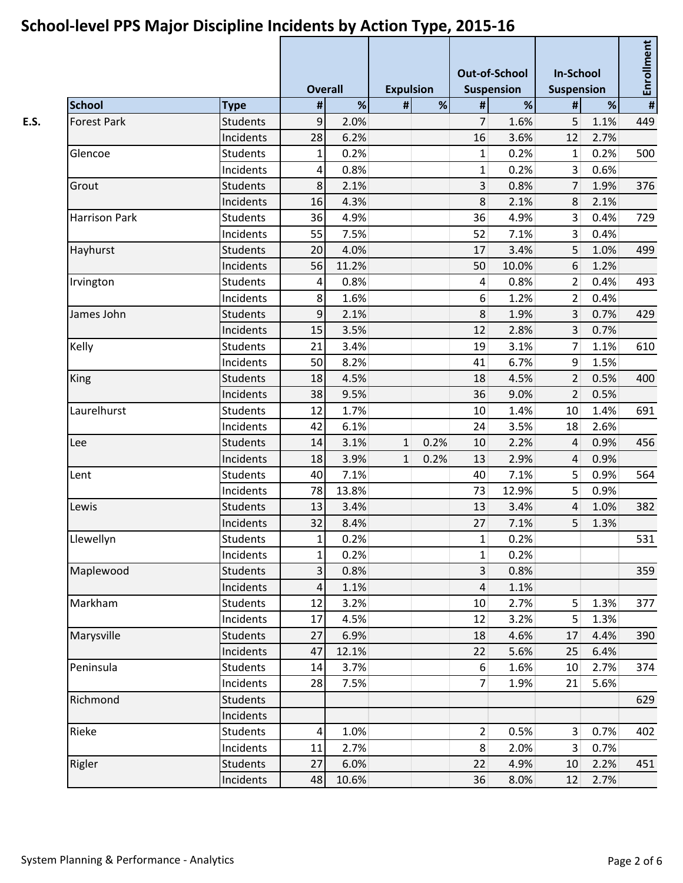# School-level PPS Major Discipline Incidents by Action Type, 2015-16

| | School | Type | Overall | | Expulsion | | Out-of-School Suspension | | In-School Suspension | | Enrollment |
|---|---|---|---|---|---|---|---|---|---|---|---|
| | | | # | % | # | % | # | % | # | % | # |
| E.S. | Forest Park | Students | 9 | 2.0% | | | 7 | 1.6% | 5 | 1.1% | 449 |
| | | Incidents | 28 | 6.2% | | | 16 | 3.6% | 12 | 2.7% | |
| | Glencoe | Students | 1 | 0.2% | | | 1 | 0.2% | 1 | 0.2% | 500 |
| | | Incidents | 4 | 0.8% | | | 1 | 0.2% | 3 | 0.6% | |
| | Grout | Students | 8 | 2.1% | | | 3 | 0.8% | 7 | 1.9% | 376 |
| | | Incidents | 16 | 4.3% | | | 8 | 2.1% | 8 | 2.1% | |
| | Harrison Park | Students | 36 | 4.9% | | | 36 | 4.9% | 3 | 0.4% | 729 |
| | | Incidents | 55 | 7.5% | | | 52 | 7.1% | 3 | 0.4% | |
| | Hayhurst | Students | 20 | 4.0% | | | 17 | 3.4% | 5 | 1.0% | 499 |
| | | Incidents | 56 | 11.2% | | | 50 | 10.0% | 6 | 1.2% | |
| | Irvington | Students | 4 | 0.8% | | | 4 | 0.8% | 2 | 0.4% | 493 |
| | | Incidents | 8 | 1.6% | | | 6 | 1.2% | 2 | 0.4% | |
| | James John | Students | 9 | 2.1% | | | 8 | 1.9% | 3 | 0.7% | 429 |
| | | Incidents | 15 | 3.5% | | | 12 | 2.8% | 3 | 0.7% | |
| | Kelly | Students | 21 | 3.4% | | | 19 | 3.1% | 7 | 1.1% | 610 |
| | | Incidents | 50 | 8.2% | | | 41 | 6.7% | 9 | 1.5% | |
| | King | Students | 18 | 4.5% | | | 18 | 4.5% | 2 | 0.5% | 400 |
| | | Incidents | 38 | 9.5% | | | 36 | 9.0% | 2 | 0.5% | |
| | Laurelhurst | Students | 12 | 1.7% | | | 10 | 1.4% | 10 | 1.4% | 691 |
| | | Incidents | 42 | 6.1% | | | 24 | 3.5% | 18 | 2.6% | |
| | Lee | Students | 14 | 3.1% | 1 | 0.2% | 10 | 2.2% | 4 | 0.9% | 456 |
| | | Incidents | 18 | 3.9% | 1 | 0.2% | 13 | 2.9% | 4 | 0.9% | |
| | Lent | Students | 40 | 7.1% | | | 40 | 7.1% | 5 | 0.9% | 564 |
| | | Incidents | 78 | 13.8% | | | 73 | 12.9% | 5 | 0.9% | |
| | Lewis | Students | 13 | 3.4% | | | 13 | 3.4% | 4 | 1.0% | 382 |
| | | Incidents | 32 | 8.4% | | | 27 | 7.1% | 5 | 1.3% | |
| | Llewellyn | Students | 1 | 0.2% | | | 1 | 0.2% | | | 531 |
| | | Incidents | 1 | 0.2% | | | 1 | 0.2% | | | |
| | Maplewood | Students | 3 | 0.8% | | | 3 | 0.8% | | | 359 |
| | | Incidents | 4 | 1.1% | | | 4 | 1.1% | | | |
| | Markham | Students | 12 | 3.2% | | | 10 | 2.7% | 5 | 1.3% | 377 |
| | | Incidents | 17 | 4.5% | | | 12 | 3.2% | 5 | 1.3% | |
| | Marysville | Students | 27 | 6.9% | | | 18 | 4.6% | 17 | 4.4% | 390 |
| | | Incidents | 47 | 12.1% | | | 22 | 5.6% | 25 | 6.4% | |
| | Peninsula | Students | 14 | 3.7% | | | 6 | 1.6% | 10 | 2.7% | 374 |
| | | Incidents | 28 | 7.5% | | | 7 | 1.9% | 21 | 5.6% | |
| | Richmond | Students | | | | | | | | | 629 |
| | | Incidents | | | | | | | | | |
| | Rieke | Students | 4 | 1.0% | | | 2 | 0.5% | 3 | 0.7% | 402 |
| | | Incidents | 11 | 2.7% | | | 8 | 2.0% | 3 | 0.7% | |
| | Rigler | Students | 27 | 6.0% | | | 22 | 4.9% | 10 | 2.2% | 451 |
| | | Incidents | 48 | 10.6% | | | 36 | 8.0% | 12 | 2.7% | |

System Planning & Performance - Analytics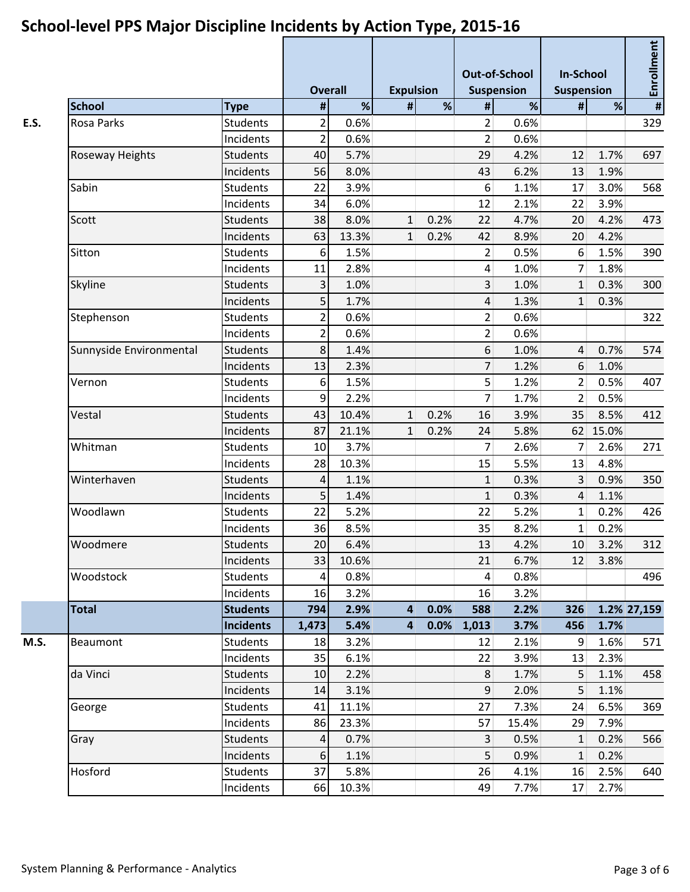# School-level PPS Major Discipline Incidents by Action Type, 2015-16

| | | | Overall | | Expulsion | | Out-of-School Suspension | | In-School Suspension | | Enrollment |
|---|---|---|---|---|---|---|---|---|---|---|---|
| | School | Type | # | % | # | % | # | % | # | % | # |
| E.S. | Rosa Parks | Students | 2 | 0.6% | | | 2 | 0.6% | | | 329 |
| | | Incidents | 2 | 0.6% | | | 2 | 0.6% | | | |
| | Roseway Heights | Students | 40 | 5.7% | | | 29 | 4.2% | 12 | 1.7% | 697 |
| | | Incidents | 56 | 8.0% | | | 43 | 6.2% | 13 | 1.9% | |
| | Sabin | Students | 22 | 3.9% | | | 6 | 1.1% | 17 | 3.0% | 568 |
| | | Incidents | 34 | 6.0% | | | 12 | 2.1% | 22 | 3.9% | |
| | Scott | Students | 38 | 8.0% | 1 | 0.2% | 22 | 4.7% | 20 | 4.2% | 473 |
| | | Incidents | 63 | 13.3% | 1 | 0.2% | 42 | 8.9% | 20 | 4.2% | |
| | Sitton | Students | 6 | 1.5% | | | 2 | 0.5% | 6 | 1.5% | 390 |
| | | Incidents | 11 | 2.8% | | | 4 | 1.0% | 7 | 1.8% | |
| | Skyline | Students | 3 | 1.0% | | | 3 | 1.0% | 1 | 0.3% | 300 |
| | | Incidents | 5 | 1.7% | | | 4 | 1.3% | 1 | 0.3% | |
| | Stephenson | Students | 2 | 0.6% | | | 2 | 0.6% | | | 322 |
| | | Incidents | 2 | 0.6% | | | 2 | 0.6% | | | |
| | Sunnyside Environmental | Students | 8 | 1.4% | | | 6 | 1.0% | 4 | 0.7% | 574 |
| | | Incidents | 13 | 2.3% | | | 7 | 1.2% | 6 | 1.0% | |
| | Vernon | Students | 6 | 1.5% | | | 5 | 1.2% | 2 | 0.5% | 407 |
| | | Incidents | 9 | 2.2% | | | 7 | 1.7% | 2 | 0.5% | |
| | Vestal | Students | 43 | 10.4% | 1 | 0.2% | 16 | 3.9% | 35 | 8.5% | 412 |
| | | Incidents | 87 | 21.1% | 1 | 0.2% | 24 | 5.8% | 62 | 15.0% | |
| | Whitman | Students | 10 | 3.7% | | | 7 | 2.6% | 7 | 2.6% | 271 |
| | | Incidents | 28 | 10.3% | | | 15 | 5.5% | 13 | 4.8% | |
| | Winterhaven | Students | 4 | 1.1% | | | 1 | 0.3% | 3 | 0.9% | 350 |
| | | Incidents | 5 | 1.4% | | | 1 | 0.3% | 4 | 1.1% | |
| | Woodlawn | Students | 22 | 5.2% | | | 22 | 5.2% | 1 | 0.2% | 426 |
| | | Incidents | 36 | 8.5% | | | 35 | 8.2% | 1 | 0.2% | |
| | Woodmere | Students | 20 | 6.4% | | | 13 | 4.2% | 10 | 3.2% | 312 |
| | | Incidents | 33 | 10.6% | | | 21 | 6.7% | 12 | 3.8% | |
| | Woodstock | Students | 4 | 0.8% | | | 4 | 0.8% | | | 496 |
| | | Incidents | 16 | 3.2% | | | 16 | 3.2% | | | |
| | **Total** | **Students** | **794** | **2.9%** | **4** | **0.0%** | **588** | **2.2%** | **326** | **1.2%** | **27,159** |
| | | **Incidents** | **1,473** | **5.4%** | **4** | **0.0%** | **1,013** | **3.7%** | **456** | **1.7%** | |
| M.S. | Beaumont | Students | 18 | 3.2% | | | 12 | 2.1% | 9 | 1.6% | 571 |
| | | Incidents | 35 | 6.1% | | | 22 | 3.9% | 13 | 2.3% | |
| | da Vinci | Students | 10 | 2.2% | | | 8 | 1.7% | 5 | 1.1% | 458 |
| | | Incidents | 14 | 3.1% | | | 9 | 2.0% | 5 | 1.1% | |
| | George | Students | 41 | 11.1% | | | 27 | 7.3% | 24 | 6.5% | 369 |
| | | Incidents | 86 | 23.3% | | | 57 | 15.4% | 29 | 7.9% | |
| | Gray | Students | 4 | 0.7% | | | 3 | 0.5% | 1 | 0.2% | 566 |
| | | Incidents | 6 | 1.1% | | | 5 | 0.9% | 1 | 0.2% | |
| | Hosford | Students | 37 | 5.8% | | | 26 | 4.1% | 16 | 2.5% | 640 |
| | | Incidents | 66 | 10.3% | | | 49 | 7.7% | 17 | 2.7% | |

System Planning & Performance - Analytics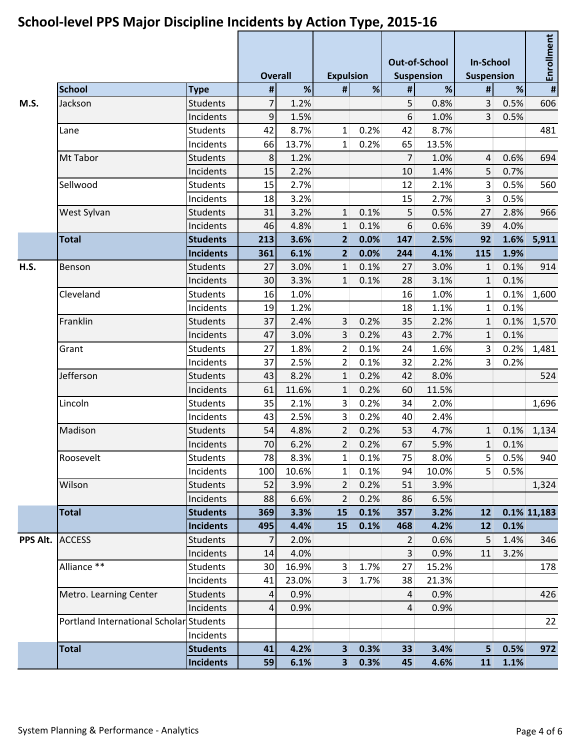# School-level PPS Major Discipline Incidents by Action Type, 2015-16

| | School | Type | Overall | | Expulsion | | Out-of-School Suspension | | In-School Suspension | | Enrollment |
|---|---|---|---|---|---|---|---|---|---|---|---|
| | | | # | % | # | % | # | % | # | % | # |
| **M.S.** | Jackson | Students | 7 | 1.2% | | | 5 | 0.8% | 3 | 0.5% | 606 |
| | | Incidents | 9 | 1.5% | | | 6 | 1.0% | 3 | 0.5% | |
| | Lane | Students | 42 | 8.7% | 1 | 0.2% | 42 | 8.7% | | | 481 |
| | | Incidents | 66 | 13.7% | 1 | 0.2% | 65 | 13.5% | | | |
| | Mt Tabor | Students | 8 | 1.2% | | | 7 | 1.0% | 4 | 0.6% | 694 |
| | | Incidents | 15 | 2.2% | | | 10 | 1.4% | 5 | 0.7% | |
| | Sellwood | Students | 15 | 2.7% | | | 12 | 2.1% | 3 | 0.5% | 560 |
| | | Incidents | 18 | 3.2% | | | 15 | 2.7% | 3 | 0.5% | |
| | West Sylvan | Students | 31 | 3.2% | 1 | 0.1% | 5 | 0.5% | 27 | 2.8% | 966 |
| | | Incidents | 46 | 4.8% | 1 | 0.1% | 6 | 0.6% | 39 | 4.0% | |
| | **Total** | **Students** | **213** | **3.6%** | **2** | **0.0%** | **147** | **2.5%** | **92** | **1.6%** | **5,911** |
| | | **Incidents** | **361** | **6.1%** | **2** | **0.0%** | **244** | **4.1%** | **115** | **1.9%** | |
| **H.S.** | Benson | Students | 27 | 3.0% | 1 | 0.1% | 27 | 3.0% | 1 | 0.1% | 914 |
| | | Incidents | 30 | 3.3% | 1 | 0.1% | 28 | 3.1% | 1 | 0.1% | |
| | Cleveland | Students | 16 | 1.0% | | | 16 | 1.0% | 1 | 0.1% | 1,600 |
| | | Incidents | 19 | 1.2% | | | 18 | 1.1% | 1 | 0.1% | |
| | Franklin | Students | 37 | 2.4% | 3 | 0.2% | 35 | 2.2% | 1 | 0.1% | 1,570 |
| | | Incidents | 47 | 3.0% | 3 | 0.2% | 43 | 2.7% | 1 | 0.1% | |
| | Grant | Students | 27 | 1.8% | 2 | 0.1% | 24 | 1.6% | 3 | 0.2% | 1,481 |
| | | Incidents | 37 | 2.5% | 2 | 0.1% | 32 | 2.2% | 3 | 0.2% | |
| | Jefferson | Students | 43 | 8.2% | 1 | 0.2% | 42 | 8.0% | | | 524 |
| | | Incidents | 61 | 11.6% | 1 | 0.2% | 60 | 11.5% | | | |
| | Lincoln | Students | 35 | 2.1% | 3 | 0.2% | 34 | 2.0% | | | 1,696 |
| | | Incidents | 43 | 2.5% | 3 | 0.2% | 40 | 2.4% | | | |
| | Madison | Students | 54 | 4.8% | 2 | 0.2% | 53 | 4.7% | 1 | 0.1% | 1,134 |
| | | Incidents | 70 | 6.2% | 2 | 0.2% | 67 | 5.9% | 1 | 0.1% | |
| | Roosevelt | Students | 78 | 8.3% | 1 | 0.1% | 75 | 8.0% | 5 | 0.5% | 940 |
| | | Incidents | 100 | 10.6% | 1 | 0.1% | 94 | 10.0% | 5 | 0.5% | |
| | Wilson | Students | 52 | 3.9% | 2 | 0.2% | 51 | 3.9% | | | 1,324 |
| | | Incidents | 88 | 6.6% | 2 | 0.2% | 86 | 6.5% | | | |
| | **Total** | **Students** | **369** | **3.3%** | **15** | **0.1%** | **357** | **3.2%** | **12** | **0.1%** | **11,183** |
| | | **Incidents** | **495** | **4.4%** | **15** | **0.1%** | **468** | **4.2%** | **12** | **0.1%** | |
| **PPS Alt.** | ACCESS | Students | 7 | 2.0% | | | 2 | 0.6% | 5 | 1.4% | 346 |
| | | Incidents | 14 | 4.0% | | | 3 | 0.9% | 11 | 3.2% | |
| | Alliance ** | Students | 30 | 16.9% | 3 | 1.7% | 27 | 15.2% | | | 178 |
| | | Incidents | 41 | 23.0% | 3 | 1.7% | 38 | 21.3% | | | |
| | Metro. Learning Center | Students | 4 | 0.9% | | | 4 | 0.9% | | | 426 |
| | | Incidents | 4 | 0.9% | | | 4 | 0.9% | | | |
| | Portland International Scholar | Students | | | | | | | | | 22 |
| | | Incidents | | | | | | | | | |
| | **Total** | **Students** | **41** | **4.2%** | **3** | **0.3%** | **33** | **3.4%** | **5** | **0.5%** | **972** |
| | | **Incidents** | **59** | **6.1%** | **3** | **0.3%** | **45** | **4.6%** | **11** | **1.1%** | |

System Planning & Performance - Analytics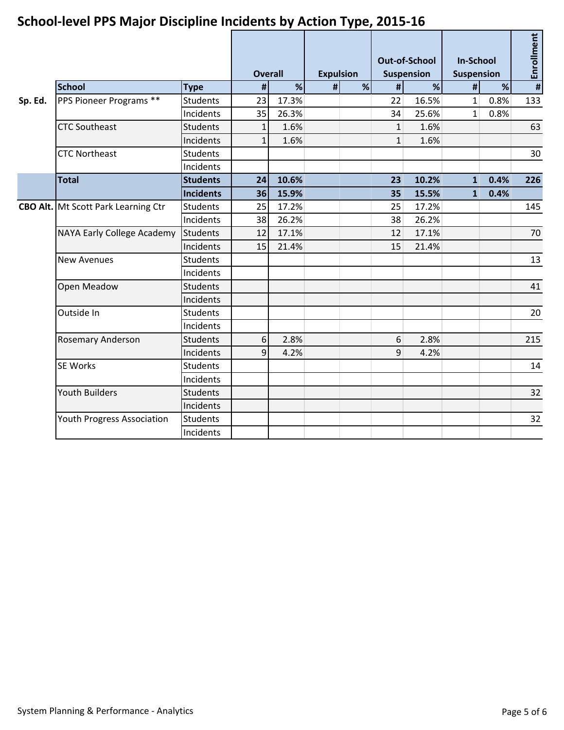# School-level PPS Major Discipline Incidents by Action Type, 2015-16

| | | | Overall | | Expulsion | | Out-of-School Suspension | | In-School Suspension | | Enrollment |
|---|---|---|---|---|---|---|---|---|---|---|---|
| | **School** | **Type** | **#** | **%** | **#** | **%** | **#** | **%** | **#** | **%** | **#** |
| **Sp. Ed.** | PPS Pioneer Programs ** | Students | 23 | 17.3% | | | 22 | 16.5% | 1 | 0.8% | 133 |
| | | Incidents | 35 | 26.3% | | | 34 | 25.6% | 1 | 0.8% | |
| | CTC Southeast | Students | 1 | 1.6% | | | 1 | 1.6% | | | 63 |
| | | Incidents | 1 | 1.6% | | | 1 | 1.6% | | | |
| | CTC Northeast | Students | | | | | | | | | 30 |
| | | Incidents | | | | | | | | | |
| | **Total** | **Students** | **24** | **10.6%** | | | **23** | **10.2%** | **1** | **0.4%** | **226** |
| | | **Incidents** | **36** | **15.9%** | | | **35** | **15.5%** | **1** | **0.4%** | |
| **CBO Alt.** | Mt Scott Park Learning Ctr | Students | 25 | 17.2% | | | 25 | 17.2% | | | 145 |
| | | Incidents | 38 | 26.2% | | | 38 | 26.2% | | | |
| | NAYA Early College Academy | Students | 12 | 17.1% | | | 12 | 17.1% | | | 70 |
| | | Incidents | 15 | 21.4% | | | 15 | 21.4% | | | |
| | New Avenues | Students | | | | | | | | | 13 |
| | | Incidents | | | | | | | | | |
| | Open Meadow | Students | | | | | | | | | 41 |
| | | Incidents | | | | | | | | | |
| | Outside In | Students | | | | | | | | | 20 |
| | | Incidents | | | | | | | | | |
| | Rosemary Anderson | Students | 6 | 2.8% | | | 6 | 2.8% | | | 215 |
| | | Incidents | 9 | 4.2% | | | 9 | 4.2% | | | |
| | SE Works | Students | | | | | | | | | 14 |
| | | Incidents | | | | | | | | | |
| | Youth Builders | Students | | | | | | | | | 32 |
| | | Incidents | | | | | | | | | |
| | Youth Progress Association | Students | | | | | | | | | 32 |
| | | Incidents | | | | | | | | | |

System Planning & Performance - Analytics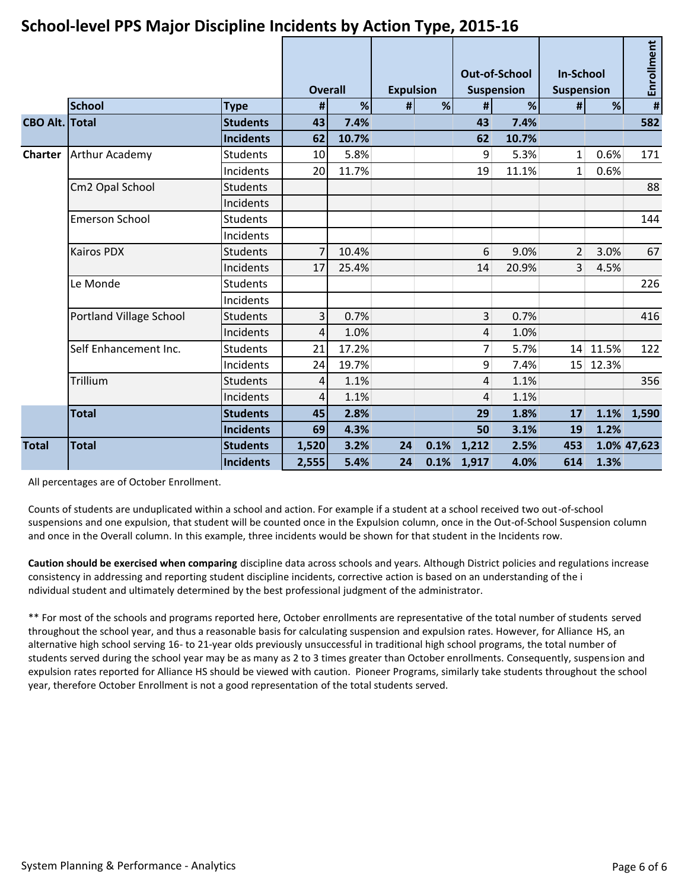## School-level PPS Major Discipline Incidents by Action Type, 2015-16

| | | | Overall | | Expulsion | | Out-of-School Suspension | | In-School Suspension | | Enrollment |
|---|---|---|---|---|---|---|---|---|---|---|---|
| | **School** | **Type** | **#** | **%** | **#** | **%** | **#** | **%** | **#** | **%** | **#** |
| **CBO Alt.** | **Total** | **Students** | **43** | **7.4%** | | | **43** | **7.4%** | | | **582** |
| | | **Incidents** | **62** | **10.7%** | | | **62** | **10.7%** | | | |
| **Charter** | Arthur Academy | Students | 10 | 5.8% | | | 9 | 5.3% | 1 | 0.6% | 171 |
| | | Incidents | 20 | 11.7% | | | 19 | 11.1% | 1 | 0.6% | |
| | Cm2 Opal School | Students | | | | | | | | | 88 |
| | | Incidents | | | | | | | | | |
| | Emerson School | Students | | | | | | | | | 144 |
| | | Incidents | | | | | | | | | |
| | Kairos PDX | Students | 7 | 10.4% | | | 6 | 9.0% | 2 | 3.0% | 67 |
| | | Incidents | 17 | 25.4% | | | 14 | 20.9% | 3 | 4.5% | |
| | Le Monde | Students | | | | | | | | | 226 |
| | | Incidents | | | | | | | | | |
| | Portland Village School | Students | 3 | 0.7% | | | 3 | 0.7% | | | 416 |
| | | Incidents | 4 | 1.0% | | | 4 | 1.0% | | | |
| | Self Enhancement Inc. | Students | 21 | 17.2% | | | 7 | 5.7% | 14 | 11.5% | 122 |
| | | Incidents | 24 | 19.7% | | | 9 | 7.4% | 15 | 12.3% | |
| | Trillium | Students | 4 | 1.1% | | | 4 | 1.1% | | | 356 |
| | | Incidents | 4 | 1.1% | | | 4 | 1.1% | | | |
| | **Total** | **Students** | **45** | **2.8%** | | | **29** | **1.8%** | **17** | **1.1%** | **1,590** |
| | | **Incidents** | **69** | **4.3%** | | | **50** | **3.1%** | **19** | **1.2%** | |
| **Total** | **Total** | **Students** | **1,520** | **3.2%** | **24** | **0.1%** | **1,212** | **2.5%** | **453** | **1.0%** | **47,623** |
| | | **Incidents** | **2,555** | **5.4%** | **24** | **0.1%** | **1,917** | **4.0%** | **614** | **1.3%** | |

All percentages are of October Enrollment.

Counts of students are unduplicated within a school and action. For example if a student at a school received two out-of-school suspensions and one expulsion, that student will be counted once in the Expulsion column, once in the Out-of-School Suspension column and once in the Overall column. In this example, three incidents would be shown for that student in the Incidents row.

**Caution should be exercised when comparing** discipline data across schools and years. Although District policies and regulations increase consistency in addressing and reporting student discipline incidents, corrective action is based on an understanding of the individual student and ultimately determined by the best professional judgment of the administrator.

** For most of the schools and programs reported here, October enrollments are representative of the total number of students served throughout the school year, and thus a reasonable basis for calculating suspension and expulsion rates. However, for Alliance HS, an alternative high school serving 16- to 21-year olds previously unsuccessful in traditional high school programs, the total number of students served during the school year may be as many as 2 to 3 times greater than October enrollments. Consequently, suspension and expulsion rates reported for Alliance HS should be viewed with caution. Pioneer Programs, similarly take students throughout the school year, therefore October Enrollment is not a good representation of the total students served.